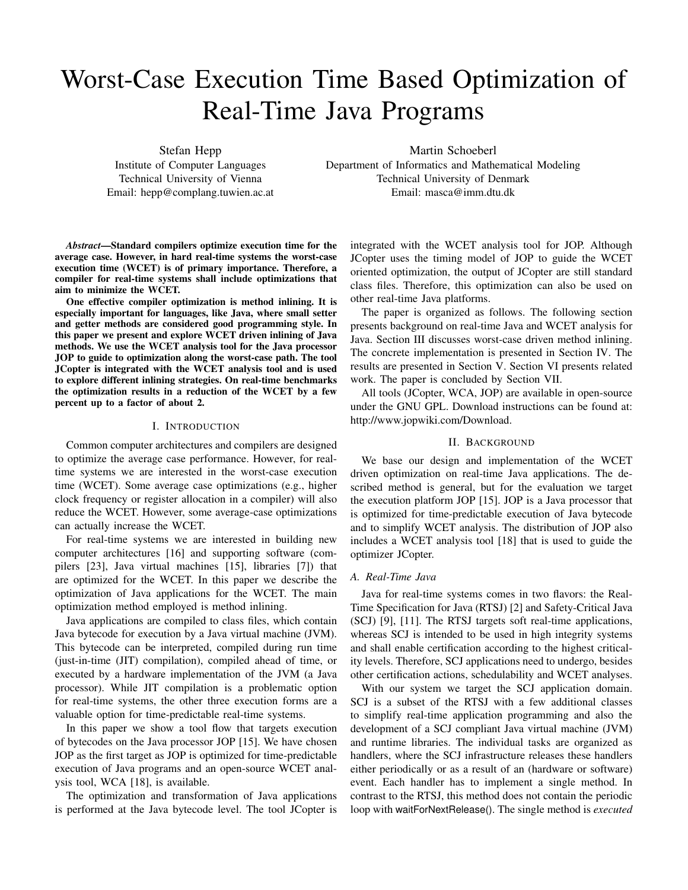# Worst-Case Execution Time Based Optimization of Real-Time Java Programs

Stefan Hepp
Institute of Computer Languages
Technical University of Vienna
Email: hepp@complang.tuwien.ac.at

Martin Schoeberl
Department of Informatics and Mathematical Modeling
Technical University of Denmark
Email: masca@imm.dtu.dk

***Abstract*—Standard compilers optimize execution time for the average case. However, in hard real-time systems the worst-case execution time (WCET) is of primary importance. Therefore, a compiler for real-time systems shall include optimizations that aim to minimize the WCET.**

**One effective compiler optimization is method inlining. It is especially important for languages, like Java, where small setter and getter methods are considered good programming style. In this paper we present and explore WCET driven inlining of Java methods. We use the WCET analysis tool for the Java processor JOP to guide to optimization along the worst-case path. The tool JCopter is integrated with the WCET analysis tool and is used to explore different inlining strategies. On real-time benchmarks the optimization results in a reduction of the WCET by a few percent up to a factor of about 2.**

## I. Introduction

Common computer architectures and compilers are designed to optimize the average case performance. However, for real-time systems we are interested in the worst-case execution time (WCET). Some average case optimizations (e.g., higher clock frequency or register allocation in a compiler) will also reduce the WCET. However, some average-case optimizations can actually increase the WCET.

For real-time systems we are interested in building new computer architectures [16] and supporting software (compilers [23], Java virtual machines [15], libraries [7]) that are optimized for the WCET. In this paper we describe the optimization of Java applications for the WCET. The main optimization method employed is method inlining.

Java applications are compiled to class files, which contain Java bytecode for execution by a Java virtual machine (JVM). This bytecode can be interpreted, compiled during run time (just-in-time (JIT) compilation), compiled ahead of time, or executed by a hardware implementation of the JVM (a Java processor). While JIT compilation is a problematic option for real-time systems, the other three execution forms are a valuable option for time-predictable real-time systems.

In this paper we show a tool flow that targets execution of bytecodes on the Java processor JOP [15]. We have chosen JOP as the first target as JOP is optimized for time-predictable execution of Java programs and an open-source WCET analysis tool, WCA [18], is available.

The optimization and transformation of Java applications is performed at the Java bytecode level. The tool JCopter is integrated with the WCET analysis tool for JOP. Although JCopter uses the timing model of JOP to guide the WCET oriented optimization, the output of JCopter are still standard class files. Therefore, this optimization can also be used on other real-time Java platforms.

The paper is organized as follows. The following section presents background on real-time Java and WCET analysis for Java. Section III discusses worst-case driven method inlining. The concrete implementation is presented in Section IV. The results are presented in Section V. Section VI presents related work. The paper is concluded by Section VII.

All tools (JCopter, WCA, JOP) are available in open-source under the GNU GPL. Download instructions can be found at: http://www.jopwiki.com/Download.

## II. Background

We base our design and implementation of the WCET driven optimization on real-time Java applications. The described method is general, but for the evaluation we target the execution platform JOP [15]. JOP is a Java processor that is optimized for time-predictable execution of Java bytecode and to simplify WCET analysis. The distribution of JOP also includes a WCET analysis tool [18] that is used to guide the optimizer JCopter.

### *A. Real-Time Java*

Java for real-time systems comes in two flavors: the Real-Time Specification for Java (RTSJ) [2] and Safety-Critical Java (SCJ) [9], [11]. The RTSJ targets soft real-time applications, whereas SCJ is intended to be used in high integrity systems and shall enable certification according to the highest criticality levels. Therefore, SCJ applications need to undergo, besides other certification actions, schedulability and WCET analyses.

With our system we target the SCJ application domain. SCJ is a subset of the RTSJ with a few additional classes to simplify real-time application programming and also the development of a SCJ compliant Java virtual machine (JVM) and runtime libraries. The individual tasks are organized as handlers, where the SCJ infrastructure releases these handlers either periodically or as a result of an (hardware or software) event. Each handler has to implement a single method. In contrast to the RTSJ, this method does not contain the periodic loop with waitForNextRelease(). The single method is *executed*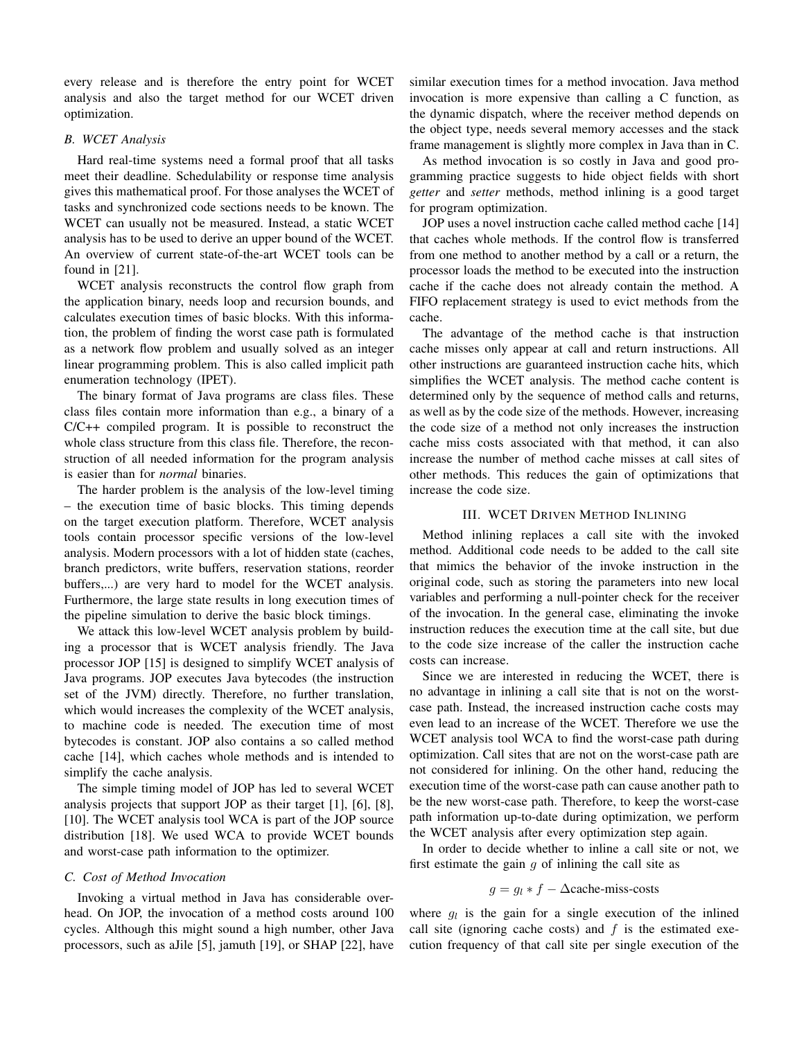every release and is therefore the entry point for WCET analysis and also the target method for our WCET driven optimization.

### B. WCET Analysis

Hard real-time systems need a formal proof that all tasks meet their deadline. Schedulability or response time analysis gives this mathematical proof. For those analyses the WCET of tasks and synchronized code sections needs to be known. The WCET can usually not be measured. Instead, a static WCET analysis has to be used to derive an upper bound of the WCET. An overview of current state-of-the-art WCET tools can be found in [21].

WCET analysis reconstructs the control flow graph from the application binary, needs loop and recursion bounds, and calculates execution times of basic blocks. With this information, the problem of finding the worst case path is formulated as a network flow problem and usually solved as an integer linear programming problem. This is also called implicit path enumeration technology (IPET).

The binary format of Java programs are class files. These class files contain more information than e.g., a binary of a C/C++ compiled program. It is possible to reconstruct the whole class structure from this class file. Therefore, the reconstruction of all needed information for the program analysis is easier than for *normal* binaries.

The harder problem is the analysis of the low-level timing – the execution time of basic blocks. This timing depends on the target execution platform. Therefore, WCET analysis tools contain processor specific versions of the low-level analysis. Modern processors with a lot of hidden state (caches, branch predictors, write buffers, reservation stations, reorder buffers,...) are very hard to model for the WCET analysis. Furthermore, the large state results in long execution times of the pipeline simulation to derive the basic block timings.

We attack this low-level WCET analysis problem by building a processor that is WCET analysis friendly. The Java processor JOP [15] is designed to simplify WCET analysis of Java programs. JOP executes Java bytecodes (the instruction set of the JVM) directly. Therefore, no further translation, which would increases the complexity of the WCET analysis, to machine code is needed. The execution time of most bytecodes is constant. JOP also contains a so called method cache [14], which caches whole methods and is intended to simplify the cache analysis.

The simple timing model of JOP has led to several WCET analysis projects that support JOP as their target [1], [6], [8], [10]. The WCET analysis tool WCA is part of the JOP source distribution [18]. We used WCA to provide WCET bounds and worst-case path information to the optimizer.

### C. Cost of Method Invocation

Invoking a virtual method in Java has considerable overhead. On JOP, the invocation of a method costs around 100 cycles. Although this might sound a high number, other Java processors, such as aJile [5], jamuth [19], or SHAP [22], have similar execution times for a method invocation. Java method invocation is more expensive than calling a C function, as the dynamic dispatch, where the receiver method depends on the object type, needs several memory accesses and the stack frame management is slightly more complex in Java than in C.

As method invocation is so costly in Java and good programming practice suggests to hide object fields with short *getter* and *setter* methods, method inlining is a good target for program optimization.

JOP uses a novel instruction cache called method cache [14] that caches whole methods. If the control flow is transferred from one method to another method by a call or a return, the processor loads the method to be executed into the instruction cache if the cache does not already contain the method. A FIFO replacement strategy is used to evict methods from the cache.

The advantage of the method cache is that instruction cache misses only appear at call and return instructions. All other instructions are guaranteed instruction cache hits, which simplifies the WCET analysis. The method cache content is determined only by the sequence of method calls and returns, as well as by the code size of the methods. However, increasing the code size of a method not only increases the instruction cache miss costs associated with that method, it can also increase the number of method cache misses at call sites of other methods. This reduces the gain of optimizations that increase the code size.

## III. WCET Driven Method Inlining

Method inlining replaces a call site with the invoked method. Additional code needs to be added to the call site that mimics the behavior of the invoke instruction in the original code, such as storing the parameters into new local variables and performing a null-pointer check for the receiver of the invocation. In the general case, eliminating the invoke instruction reduces the execution time at the call site, but due to the code size increase of the caller the instruction cache costs can increase.

Since we are interested in reducing the WCET, there is no advantage in inlining a call site that is not on the worst-case path. Instead, the increased instruction cache costs may even lead to an increase of the WCET. Therefore we use the WCET analysis tool WCA to find the worst-case path during optimization. Call sites that are not on the worst-case path are not considered for inlining. On the other hand, reducing the execution time of the worst-case path can cause another path to be the new worst-case path. Therefore, to keep the worst-case path information up-to-date during optimization, we perform the WCET analysis after every optimization step again.

In order to decide whether to inline a call site or not, we first estimate the gain $g$ of inlining the call site as

$$g = g_l * f - \Delta\text{cache-miss-costs}$$

where $g_l$ is the gain for a single execution of the inlined call site (ignoring cache costs) and $f$ is the estimated execution frequency of that call site per single execution of the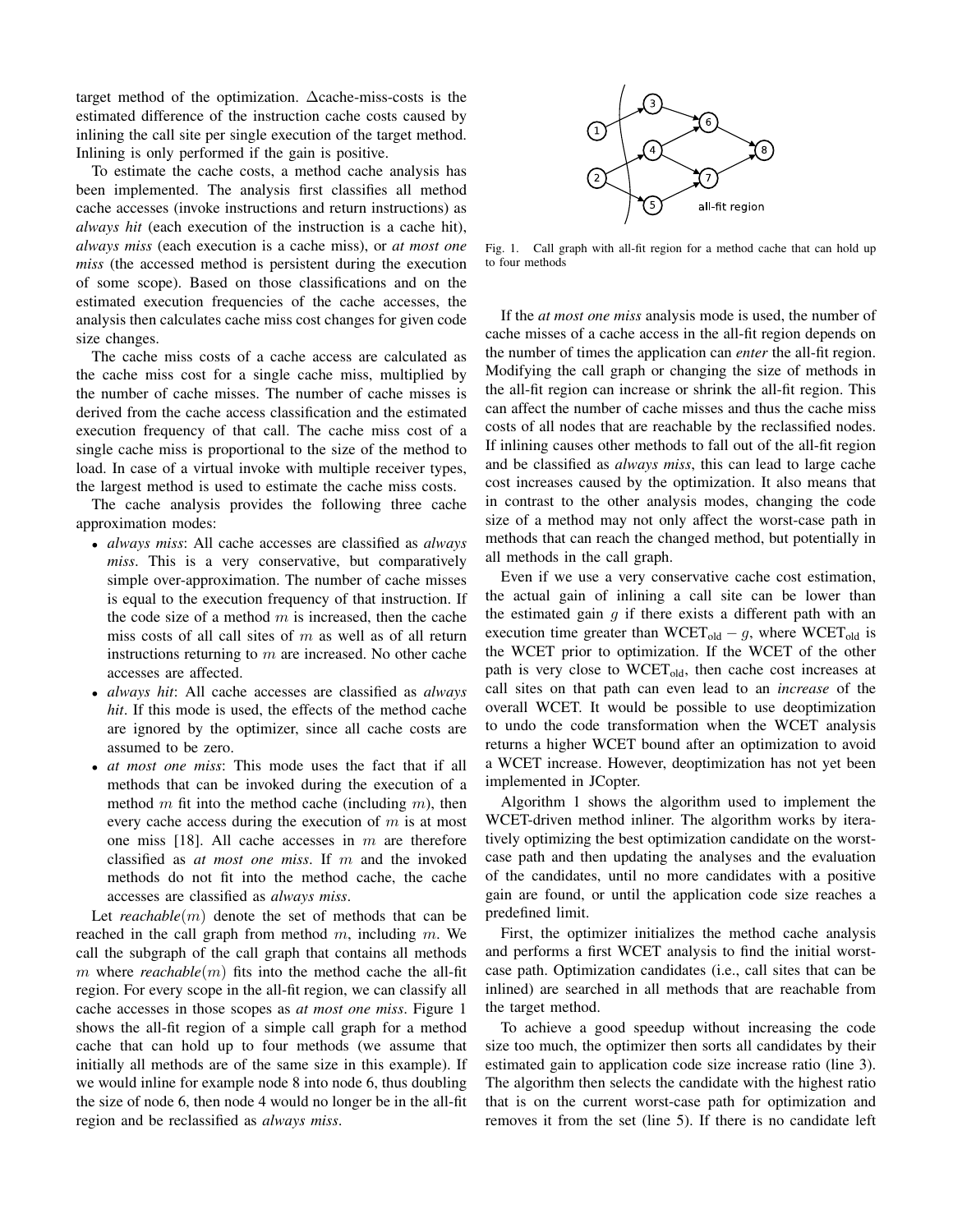target method of the optimization. Δcache-miss-costs is the estimated difference of the instruction cache costs caused by inlining the call site per single execution of the target method. Inlining is only performed if the gain is positive.

To estimate the cache costs, a method cache analysis has been implemented. The analysis first classifies all method cache accesses (invoke instructions and return instructions) as *always hit* (each execution of the instruction is a cache hit), *always miss* (each execution is a cache miss), or *at most one miss* (the accessed method is persistent during the execution of some scope). Based on those classifications and on the estimated execution frequencies of the cache accesses, the analysis then calculates cache miss cost changes for given code size changes.

The cache miss costs of a cache access are calculated as the cache miss cost for a single cache miss, multiplied by the number of cache misses. The number of cache misses is derived from the cache access classification and the estimated execution frequency of that call. The cache miss cost of a single cache miss is proportional to the size of the method to load. In case of a virtual invoke with multiple receiver types, the largest method is used to estimate the cache miss costs.

The cache analysis provides the following three cache approximation modes:

- *always miss*: All cache accesses are classified as *always miss*. This is a very conservative, but comparatively simple over-approximation. The number of cache misses is equal to the execution frequency of that instruction. If the code size of a method $m$ is increased, then the cache miss costs of all call sites of $m$ as well as of all return instructions returning to $m$ are increased. No other cache accesses are affected.
- *always hit*: All cache accesses are classified as *always hit*. If this mode is used, the effects of the method cache are ignored by the optimizer, since all cache costs are assumed to be zero.
- *at most one miss*: This mode uses the fact that if all methods that can be invoked during the execution of a method $m$ fit into the method cache (including $m$), then every cache access during the execution of $m$ is at most one miss [18]. All cache accesses in $m$ are therefore classified as *at most one miss*. If $m$ and the invoked methods do not fit into the method cache, the cache accesses are classified as *always miss*.

Let *reachable*$(m)$ denote the set of methods that can be reached in the call graph from method $m$, including $m$. We call the subgraph of the call graph that contains all methods $m$ where *reachable*$(m)$ fits into the method cache the all-fit region. For every scope in the all-fit region, we can classify all cache accesses in those scopes as *at most one miss*. Figure 1 shows the all-fit region of a simple call graph for a method cache that can hold up to four methods (we assume that initially all methods are of the same size in this example). If we would inline for example node 8 into node 6, thus doubling the size of node 6, then node 4 would no longer be in the all-fit region and be reclassified as *always miss*.

1
2
3
4
5
6
7
8
all-fit region

Fig. 1. Call graph with all-fit region for a method cache that can hold up to four methods

If the *at most one miss* analysis mode is used, the number of cache misses of a cache access in the all-fit region depends on the number of times the application can *enter* the all-fit region. Modifying the call graph or changing the size of methods in the all-fit region can increase or shrink the all-fit region. This can affect the number of cache misses and thus the cache miss costs of all nodes that are reachable by the reclassified nodes. If inlining causes other methods to fall out of the all-fit region and be classified as *always miss*, this can lead to large cache cost increases caused by the optimization. It also means that in contrast to the other analysis modes, changing the code size of a method may not only affect the worst-case path in methods that can reach the changed method, but potentially in all methods in the call graph.

Even if we use a very conservative cache cost estimation, the actual gain of inlining a call site can be lower than the estimated gain $g$ if there exists a different path with an execution time greater than $\text{WCET}_{\text{old}} - g$, where $\text{WCET}_{\text{old}}$ is the WCET prior to optimization. If the WCET of the other path is very close to $\text{WCET}_{\text{old}}$, then cache cost increases at call sites on that path can even lead to an *increase* of the overall WCET. It would be possible to use deoptimization to undo the code transformation when the WCET analysis returns a higher WCET bound after an optimization to avoid a WCET increase. However, deoptimization has not yet been implemented in JCopter.

Algorithm 1 shows the algorithm used to implement the WCET-driven method inliner. The algorithm works by iteratively optimizing the best optimization candidate on the worst-case path and then updating the analyses and the evaluation of the candidates, until no more candidates with a positive gain are found, or until the application code size reaches a predefined limit.

First, the optimizer initializes the method cache analysis and performs a first WCET analysis to find the initial worst-case path. Optimization candidates (i.e., call sites that can be inlined) are searched in all methods that are reachable from the target method.

To achieve a good speedup without increasing the code size too much, the optimizer then sorts all candidates by their estimated gain to application code size increase ratio (line 3). The algorithm then selects the candidate with the highest ratio that is on the current worst-case path for optimization and removes it from the set (line 5). If there is no candidate left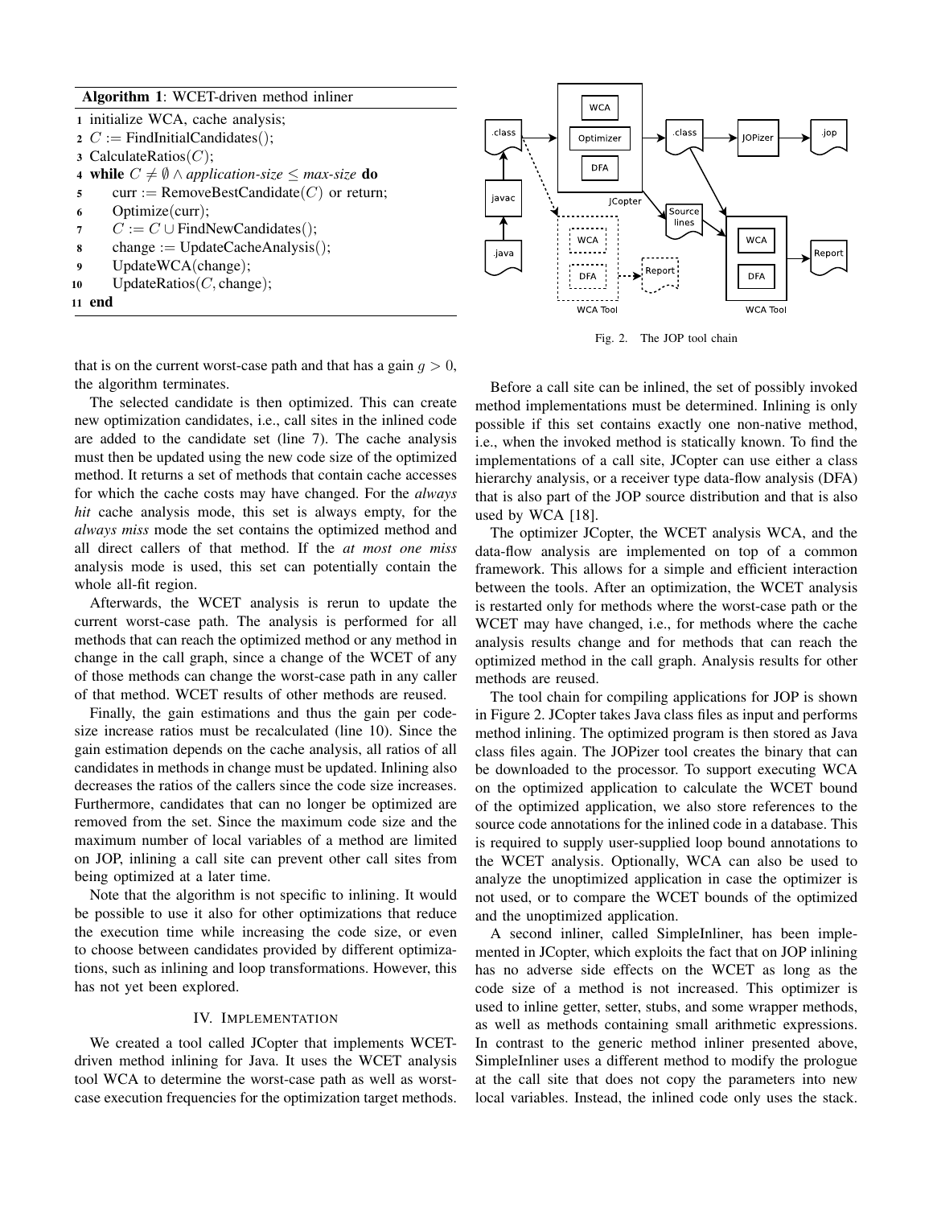**Algorithm 1**: WCET-driven method inliner

```
1  initialize WCA, cache analysis;
2  C := FindInitialCandidates();
3  CalculateRatios(C);
4  while C ≠ ∅ ∧ application-size ≤ max-size do
5      curr := RemoveBestCandidate(C) or return;
6      Optimize(curr);
7      C := C ∪ FindNewCandidates();
8      change := UpdateCacheAnalysis();
9      UpdateWCA(change);
10     UpdateRatios(C, change);
11 end
```

that is on the current worst-case path and that has a gain $g > 0$, the algorithm terminates.

The selected candidate is then optimized. This can create new optimization candidates, i.e., call sites in the inlined code are added to the candidate set (line 7). The cache analysis must then be updated using the new code size of the optimized method. It returns a set of methods that contain cache accesses for which the cache costs may have changed. For the *always hit* cache analysis mode, this set is always empty, for the *always miss* mode the set contains the optimized method and all direct callers of that method. If the *at most one miss* analysis mode is used, this set can potentially contain the whole all-fit region.

Afterwards, the WCET analysis is rerun to update the current worst-case path. The analysis is performed for all methods that can reach the optimized method or any method in change in the call graph, since a change of the WCET of any of those methods can change the worst-case path in any caller of that method. WCET results of other methods are reused.

Finally, the gain estimations and thus the gain per code-size increase ratios must be recalculated (line 10). Since the gain estimation depends on the cache analysis, all ratios of all candidates in methods in change must be updated. Inlining also decreases the ratios of the callers since the code size increases. Furthermore, candidates that can no longer be optimized are removed from the set. Since the maximum code size and the maximum number of local variables of a method are limited on JOP, inlining a call site can prevent other call sites from being optimized at a later time.

Note that the algorithm is not specific to inlining. It would be possible to use it also for other optimizations that reduce the execution time while increasing the code size, or even to choose between candidates provided by different optimizations, such as inlining and loop transformations. However, this has not yet been explored.

## IV. Implementation

We created a tool called JCopter that implements WCET-driven method inlining for Java. It uses the WCET analysis tool WCA to determine the worst-case path as well as worst-case execution frequencies for the optimization target methods.

.class
javac
.java
WCA
Optimizer
DFA
JCopter
.class
JOPizer
.jop
Source lines
WCA
DFA
WCA Tool
Report
WCA
DFA
Report
WCA Tool

Fig. 2. The JOP tool chain

Before a call site can be inlined, the set of possibly invoked method implementations must be determined. Inlining is only possible if this set contains exactly one non-native method, i.e., when the invoked method is statically known. To find the implementations of a call site, JCopter can use either a class hierarchy analysis, or a receiver type data-flow analysis (DFA) that is also part of the JOP source distribution and that is also used by WCA [18].

The optimizer JCopter, the WCET analysis WCA, and the data-flow analysis are implemented on top of a common framework. This allows for a simple and efficient interaction between the tools. After an optimization, the WCET analysis is restarted only for methods where the worst-case path or the WCET may have changed, i.e., for methods where the cache analysis results change and for methods that can reach the optimized method in the call graph. Analysis results for other methods are reused.

The tool chain for compiling applications for JOP is shown in Figure 2. JCopter takes Java class files as input and performs method inlining. The optimized program is then stored as Java class files again. The JOPizer tool creates the binary that can be downloaded to the processor. To support executing WCA on the optimized application to calculate the WCET bound of the optimized application, we also store references to the source code annotations for the inlined code in a database. This is required to supply user-supplied loop bound annotations to the WCET analysis. Optionally, WCA can also be used to analyze the unoptimized application in case the optimizer is not used, or to compare the WCET bounds of the optimized and the unoptimized application.

A second inliner, called SimpleInliner, has been implemented in JCopter, which exploits the fact that on JOP inlining has no adverse side effects on the WCET as long as the code size of a method is not increased. This optimizer is used to inline getter, setter, stubs, and some wrapper methods, as well as methods containing small arithmetic expressions. In contrast to the generic method inliner presented above, SimpleInliner uses a different method to modify the prologue at the call site that does not copy the parameters into new local variables. Instead, the inlined code only uses the stack.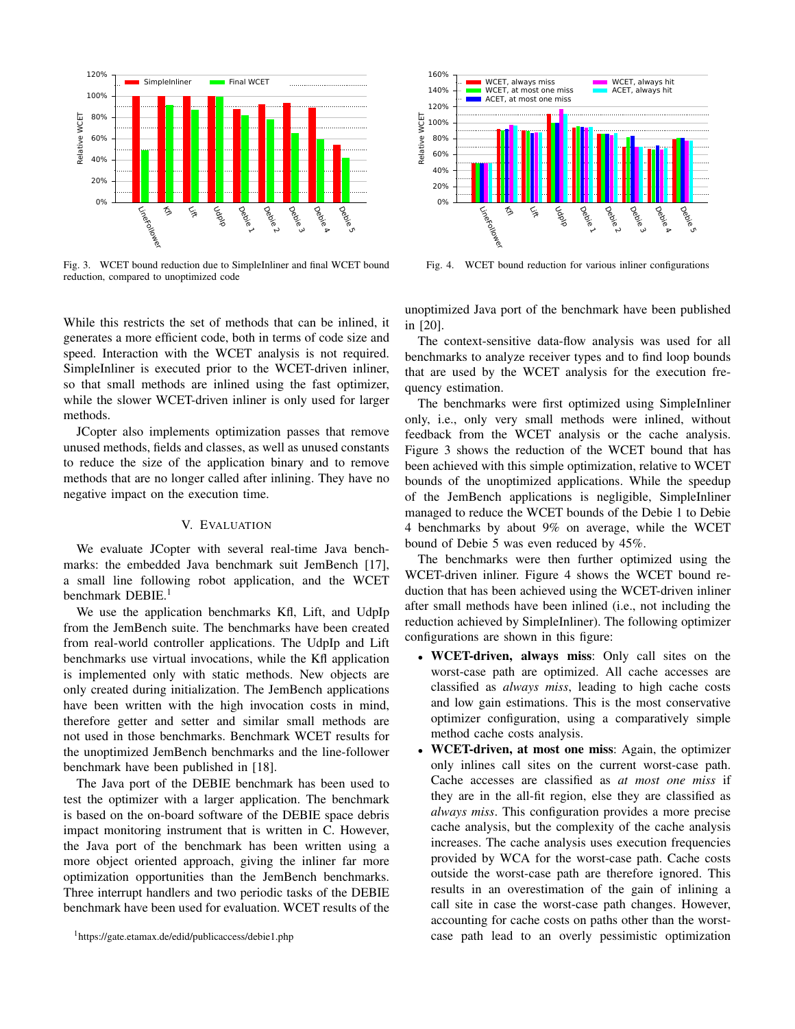Fig. 3. WCET bound reduction due to SimpleInliner and final WCET bound reduction, compared to unoptimized code

Fig. 4. WCET bound reduction for various inliner configurations

While this restricts the set of methods that can be inlined, it generates a more efficient code, both in terms of code size and speed. Interaction with the WCET analysis is not required. SimpleInliner is executed prior to the WCET-driven inliner, so that small methods are inlined using the fast optimizer, while the slower WCET-driven inliner is only used for larger methods.

JCopter also implements optimization passes that remove unused methods, fields and classes, as well as unused constants to reduce the size of the application binary and to remove methods that are no longer called after inlining. They have no negative impact on the execution time.

## V. Evaluation

We evaluate JCopter with several real-time Java benchmarks: the embedded Java benchmark suit JemBench [17], a small line following robot application, and the WCET benchmark DEBIE.[1]

We use the application benchmarks Kfl, Lift, and UdpIp from the JemBench suite. The benchmarks have been created from real-world controller applications. The UdpIp and Lift benchmarks use virtual invocations, while the Kfl application is implemented only with static methods. New objects are only created during initialization. The JemBench applications have been written with the high invocation costs in mind, therefore getter and setter and similar small methods are not used in those benchmarks. Benchmark WCET results for the unoptimized JemBench benchmarks and the line-follower benchmark have been published in [18].

The Java port of the DEBIE benchmark has been used to test the optimizer with a larger application. The benchmark is based on the on-board software of the DEBIE space debris impact monitoring instrument that is written in C. However, the Java port of the benchmark has been written using a more object oriented approach, giving the inliner far more optimization opportunities than the JemBench benchmarks. Three interrupt handlers and two periodic tasks of the DEBIE benchmark have been used for evaluation. WCET results of the unoptimized Java port of the benchmark have been published in [20].

The context-sensitive data-flow analysis was used for all benchmarks to analyze receiver types and to find loop bounds that are used by the WCET analysis for the execution frequency estimation.

The benchmarks were first optimized using SimpleInliner only, i.e., only very small methods were inlined, without feedback from the WCET analysis or the cache analysis. Figure 3 shows the reduction of the WCET bound that has been achieved with this simple optimization, relative to WCET bounds of the unoptimized applications. While the speedup of the JemBench applications is negligible, SimpleInliner managed to reduce the WCET bounds of the Debie 1 to Debie 4 benchmarks by about 9% on average, while the WCET bound of Debie 5 was even reduced by 45%.

The benchmarks were then further optimized using the WCET-driven inliner. Figure 4 shows the WCET bound reduction that has been achieved using the WCET-driven inliner after small methods have been inlined (i.e., not including the reduction achieved by SimpleInliner). The following optimizer configurations are shown in this figure:

- **WCET-driven, always miss**: Only call sites on the worst-case path are optimized. All cache accesses are classified as *always miss*, leading to high cache costs and low gain estimations. This is the most conservative optimizer configuration, using a comparatively simple method cache costs analysis.
- **WCET-driven, at most one miss**: Again, the optimizer only inlines call sites on the current worst-case path. Cache accesses are classified as *at most one miss* if they are in the all-fit region, else they are classified as *always miss*. This configuration provides a more precise cache analysis, but the complexity of the cache analysis increases. The cache analysis uses execution frequencies provided by WCA for the worst-case path. Cache costs outside the worst-case path are therefore ignored. This results in an overestimation of the gain of inlining a call site in case the worst-case path changes. However, accounting for cache costs on paths other than the worst-case path lead to an overly pessimistic optimization

[1] https://gate.etamax.de/edid/publicaccess/debie1.php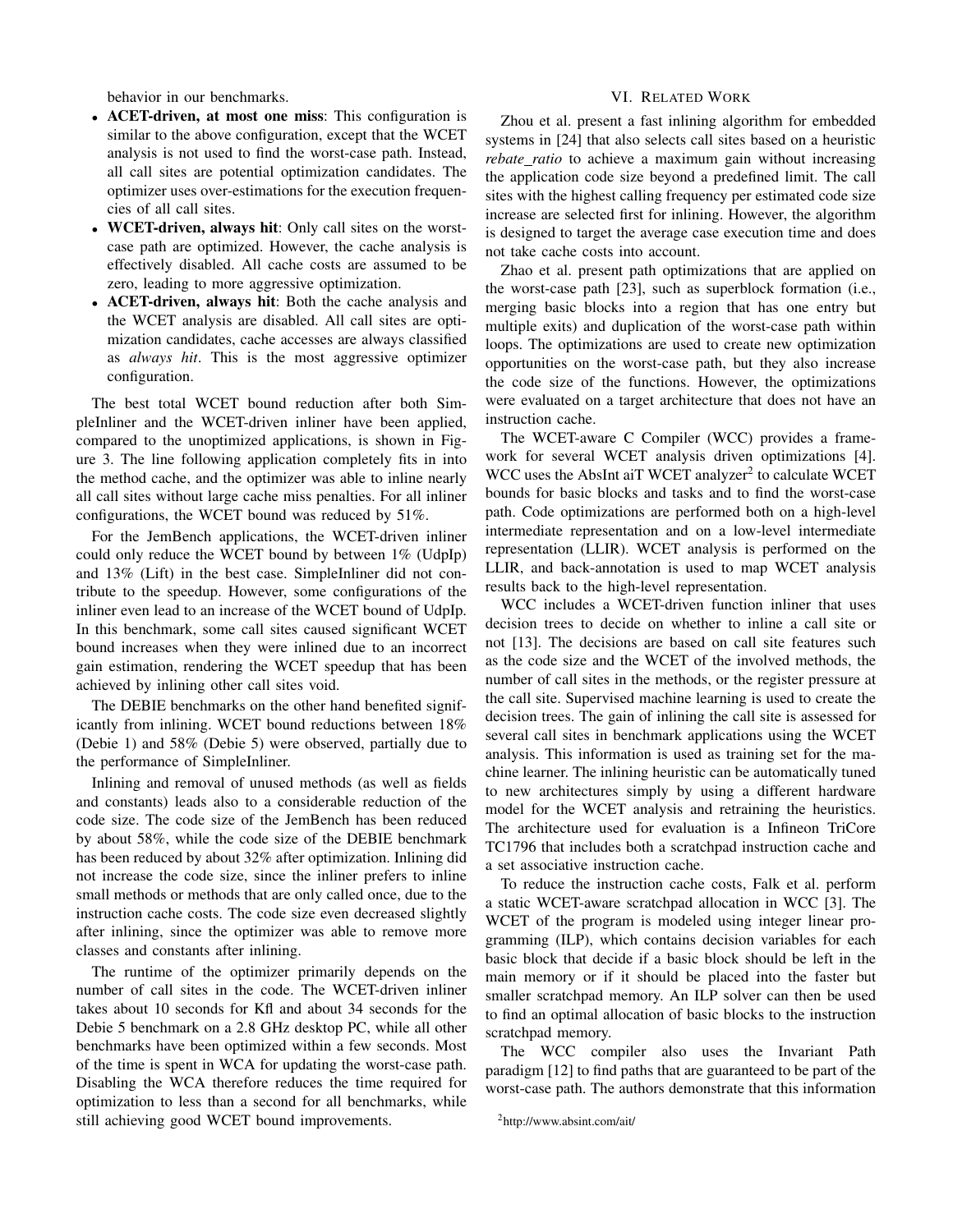behavior in our benchmarks.

- **ACET-driven, at most one miss**: This configuration is similar to the above configuration, except that the WCET analysis is not used to find the worst-case path. Instead, all call sites are potential optimization candidates. The optimizer uses over-estimations for the execution frequencies of all call sites.
- **WCET-driven, always hit**: Only call sites on the worst-case path are optimized. However, the cache analysis is effectively disabled. All cache costs are assumed to be zero, leading to more aggressive optimization.
- **ACET-driven, always hit**: Both the cache analysis and the WCET analysis are disabled. All call sites are optimization candidates, cache accesses are always classified as *always hit*. This is the most aggressive optimizer configuration.

The best total WCET bound reduction after both SimpleInliner and the WCET-driven inliner have been applied, compared to the unoptimized applications, is shown in Figure 3. The line following application completely fits in into the method cache, and the optimizer was able to inline nearly all call sites without large cache miss penalties. For all inliner configurations, the WCET bound was reduced by 51%.

For the JemBench applications, the WCET-driven inliner could only reduce the WCET bound by between 1% (UdpIp) and 13% (Lift) in the best case. SimpleInliner did not contribute to the speedup. However, some configurations of the inliner even lead to an increase of the WCET bound of UdpIp. In this benchmark, some call sites caused significant WCET bound increases when they were inlined due to an incorrect gain estimation, rendering the WCET speedup that has been achieved by inlining other call sites void.

The DEBIE benchmarks on the other hand benefited significantly from inlining. WCET bound reductions between 18% (Debie 1) and 58% (Debie 5) were observed, partially due to the performance of SimpleInliner.

Inlining and removal of unused methods (as well as fields and constants) leads also to a considerable reduction of the code size. The code size of the JemBench has been reduced by about 58%, while the code size of the DEBIE benchmark has been reduced by about 32% after optimization. Inlining did not increase the code size, since the inliner prefers to inline small methods or methods that are only called once, due to the instruction cache costs. The code size even decreased slightly after inlining, since the optimizer was able to remove more classes and constants after inlining.

The runtime of the optimizer primarily depends on the number of call sites in the code. The WCET-driven inliner takes about 10 seconds for Kfl and about 34 seconds for the Debie 5 benchmark on a 2.8 GHz desktop PC, while all other benchmarks have been optimized within a few seconds. Most of the time is spent in WCA for updating the worst-case path. Disabling the WCA therefore reduces the time required for optimization to less than a second for all benchmarks, while still achieving good WCET bound improvements.

## VI. Related Work

Zhou et al. present a fast inlining algorithm for embedded systems in [24] that also selects call sites based on a heuristic *rebate_ratio* to achieve a maximum gain without increasing the application code size beyond a predefined limit. The call sites with the highest calling frequency per estimated code size increase are selected first for inlining. However, the algorithm is designed to target the average case execution time and does not take cache costs into account.

Zhao et al. present path optimizations that are applied on the worst-case path [23], such as superblock formation (i.e., merging basic blocks into a region that has one entry but multiple exits) and duplication of the worst-case path within loops. The optimizations are used to create new optimization opportunities on the worst-case path, but they also increase the code size of the functions. However, the optimizations were evaluated on a target architecture that does not have an instruction cache.

The WCET-aware C Compiler (WCC) provides a framework for several WCET analysis driven optimizations [4]. WCC uses the AbsInt aiT WCET analyzer[2] to calculate WCET bounds for basic blocks and tasks and to find the worst-case path. Code optimizations are performed both on a high-level intermediate representation and on a low-level intermediate representation (LLIR). WCET analysis is performed on the LLIR, and back-annotation is used to map WCET analysis results back to the high-level representation.

WCC includes a WCET-driven function inliner that uses decision trees to decide on whether to inline a call site or not [13]. The decisions are based on call site features such as the code size and the WCET of the involved methods, the number of call sites in the methods, or the register pressure at the call site. Supervised machine learning is used to create the decision trees. The gain of inlining the call site is assessed for several call sites in benchmark applications using the WCET analysis. This information is used as training set for the machine learner. The inlining heuristic can be automatically tuned to new architectures simply by using a different hardware model for the WCET analysis and retraining the heuristics. The architecture used for evaluation is a Infineon TriCore TC1796 that includes both a scratchpad instruction cache and a set associative instruction cache.

To reduce the instruction cache costs, Falk et al. perform a static WCET-aware scratchpad allocation in WCC [3]. The WCET of the program is modeled using integer linear programming (ILP), which contains decision variables for each basic block that decide if a basic block should be left in the main memory or if it should be placed into the faster but smaller scratchpad memory. An ILP solver can then be used to find an optimal allocation of basic blocks to the instruction scratchpad memory.

The WCC compiler also uses the Invariant Path paradigm [12] to find paths that are guaranteed to be part of the worst-case path. The authors demonstrate that this information

[2] http://www.absint.com/ait/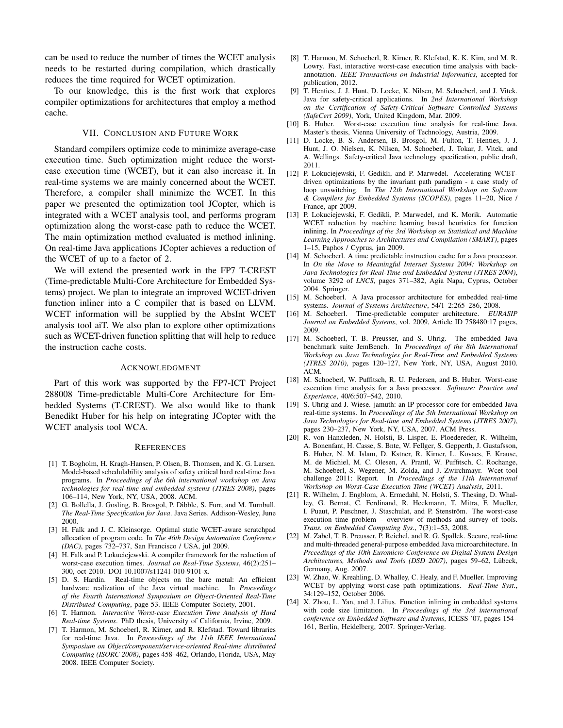can be used to reduce the number of times the WCET analysis needs to be restarted during compilation, which drastically reduces the time required for WCET optimization.

To our knowledge, this is the first work that explores compiler optimizations for architectures that employ a method cache.

## VII. Conclusion and Future Work

Standard compilers optimize code to minimize average-case execution time. Such optimization might reduce the worst-case execution time (WCET), but it can also increase it. In real-time systems we are mainly concerned about the WCET. Therefore, a compiler shall minimize the WCET. In this paper we presented the optimization tool JCopter, which is integrated with a WCET analysis tool, and performs program optimization along the worst-case path to reduce the WCET. The main optimization method evaluated is method inlining. On real-time Java applications JCopter achieves a reduction of the WCET of up to a factor of 2.

We will extend the presented work in the FP7 T-CREST (Time-predictable Multi-Core Architecture for Embedded Systems) project. We plan to integrate an improved WCET-driven function inliner into a C compiler that is based on LLVM. WCET information will be supplied by the AbsInt WCET analysis tool aiT. We also plan to explore other optimizations such as WCET-driven function splitting that will help to reduce the instruction cache costs.

## Acknowledgment

Part of this work was supported by the FP7-ICT Project 288008 Time-predictable Multi-Core Architecture for Embedded Systems (T-CREST). We also would like to thank Benedikt Huber for his help on integrating JCopter with the WCET analysis tool WCA.

## References

[1] T. Bogholm, H. Kragh-Hansen, P. Olsen, B. Thomsen, and K. G. Larsen. Model-based schedulability analysis of safety critical hard real-time Java programs. In *Proceedings of the 6th international workshop on Java technologies for real-time and embedded systems (JTRES 2008)*, pages 106–114, New York, NY, USA, 2008. ACM.

[2] G. Bollella, J. Gosling, B. Brosgol, P. Dibble, S. Furr, and M. Turnbull. *The Real-Time Specification for Java*. Java Series. Addison-Wesley, June 2000.

[3] H. Falk and J. C. Kleinsorge. Optimal static WCET-aware scratchpad allocation of program code. In *The 46th Design Automation Conference (DAC)*, pages 732–737, San Francisco / USA, jul 2009.

[4] H. Falk and P. Lokuciejewski. A compiler framework for the reduction of worst-case execution times. *Journal on Real-Time Systems*, 46(2):251–300, oct 2010. DOI 10.1007/s11241-010-9101-x.

[5] D. S. Hardin. Real-time objects on the bare metal: An efficient hardware realization of the Java virtual machine. In *Proceedings of the Fourth International Symposium on Object-Oriented Real-Time Distributed Computing*, page 53. IEEE Computer Society, 2001.

[6] T. Harmon. *Interactive Worst-case Execution Time Analysis of Hard Real-time Systems*. PhD thesis, University of California, Irvine, 2009.

[7] T. Harmon, M. Schoeberl, R. Kirner, and R. Klefstad. Toward libraries for real-time Java. In *Proceedings of the 11th IEEE International Symposium on Object/component/service-oriented Real-time distributed Computing (ISORC 2008)*, pages 458–462, Orlando, Florida, USA, May 2008. IEEE Computer Society.

[8] T. Harmon, M. Schoeberl, R. Kirner, R. Klefstad, K. K. Kim, and M. R. Lowry. Fast, interactive worst-case execution time analysis with back-annotation. *IEEE Transactions on Industrial Informatics*, accepted for publication, 2012.

[9] T. Henties, J. J. Hunt, D. Locke, K. Nilsen, M. Schoeberl, and J. Vitek. Java for safety-critical applications. In *2nd International Workshop on the Certification of Safety-Critical Software Controlled Systems (SafeCert 2009)*, York, United Kingdom, Mar. 2009.

[10] B. Huber. Worst-case execution time analysis for real-time Java. Master's thesis, Vienna University of Technology, Austria, 2009.

[11] D. Locke, B. S. Andersen, B. Brosgol, M. Fulton, T. Henties, J. J. Hunt, J. O. Nielsen, K. Nilsen, M. Schoeberl, J. Tokar, J. Vitek, and A. Wellings. Safety-critical Java technology specification, public draft, 2011.

[12] P. Lokuciejewski, F. Gedikli, and P. Marwedel. Accelerating WCET-driven optimizations by the invariant path paradigm - a case study of loop unswitching. In *The 12th International Workshop on Software & Compilers for Embedded Systems (SCOPES)*, pages 11–20, Nice / France, apr 2009.

[13] P. Lokuciejewski, F. Gedikli, P. Marwedel, and K. Morik. Automatic WCET reduction by machine learning based heuristics for function inlining. In *Proceedings of the 3rd Workshop on Statistical and Machine Learning Approaches to Architectures and Compilation (SMART)*, pages 1–15, Paphos / Cyprus, jan 2009.

[14] M. Schoeberl. A time predictable instruction cache for a Java processor. In *On the Move to Meaningful Internet Systems 2004: Workshop on Java Technologies for Real-Time and Embedded Systems (JTRES 2004)*, volume 3292 of *LNCS*, pages 371–382, Agia Napa, Cyprus, October 2004. Springer.

[15] M. Schoeberl. A Java processor architecture for embedded real-time systems. *Journal of Systems Architecture*, 54/1–2:265–286, 2008.

[16] M. Schoeberl. Time-predictable computer architecture. *EURASIP Journal on Embedded Systems*, vol. 2009, Article ID 758480:17 pages, 2009.

[17] M. Schoeberl, T. B. Preusser, and S. Uhrig. The embedded Java benchmark suite JemBench. In *Proceedings of the 8th International Workshop on Java Technologies for Real-Time and Embedded Systems (JTRES 2010)*, pages 120–127, New York, NY, USA, August 2010. ACM.

[18] M. Schoeberl, W. Puffitsch, R. U. Pedersen, and B. Huber. Worst-case execution time analysis for a Java processor. *Software: Practice and Experience*, 40/6:507–542, 2010.

[19] S. Uhrig and J. Wiese. jamuth: an IP processor core for embedded Java real-time systems. In *Proceedings of the 5th International Workshop on Java Technologies for Real-time and Embedded Systems (JTRES 2007)*, pages 230–237, New York, NY, USA, 2007. ACM Press.

[20] R. von Hanxleden, N. Holsti, B. Lisper, E. Ploedereder, R. Wilhelm, A. Bonenfant, H. Casse, S. Bnte, W. Fellger, S. Gepperth, J. Gustafsson, B. Huber, N. M. Islam, D. Kstner, R. Kirner, L. Kovacs, F. Krause, M. de Michiel, M. C. Olesen, A. Prantl, W. Puffitsch, C. Rochange, M. Schoeberl, S. Wegener, M. Zolda, and J. Zwirchmayr. Wcet tool challenge 2011: Report. In *Proceedings of the 11th International Workshop on Worst-Case Execution Time (WCET) Analysis*, 2011.

[21] R. Wilhelm, J. Engblom, A. Ermedahl, N. Holsti, S. Thesing, D. Whalley, G. Bernat, C. Ferdinand, R. Heckmann, T. Mitra, F. Mueller, I. Puaut, P. Puschner, J. Staschulat, and P. Stenström. The worst-case execution time problem – overview of methods and survey of tools. *Trans. on Embedded Computing Sys.*, 7(3):1–53, 2008.

[22] M. Zabel, T. B. Preusser, P. Reichel, and R. G. Spallek. Secure, real-time and multi-threaded general-purpose embedded Java microarchitecture. In *Prceedings of the 10th Euromicro Conference on Digital System Design Architectures, Methods and Tools (DSD 2007)*, pages 59–62, Lübeck, Germany, Aug. 2007.

[23] W. Zhao, W. Kreahling, D. Whalley, C. Healy, and F. Mueller. Improving WCET by applying worst-case path optimizations. *Real-Time Syst.*, 34:129–152, October 2006.

[24] X. Zhou, L. Yan, and J. Lilius. Function inlining in embedded systems with code size limitation. In *Proceedings of the 3rd international conference on Embedded Software and Systems*, ICESS '07, pages 154–161, Berlin, Heidelberg, 2007. Springer-Verlag.